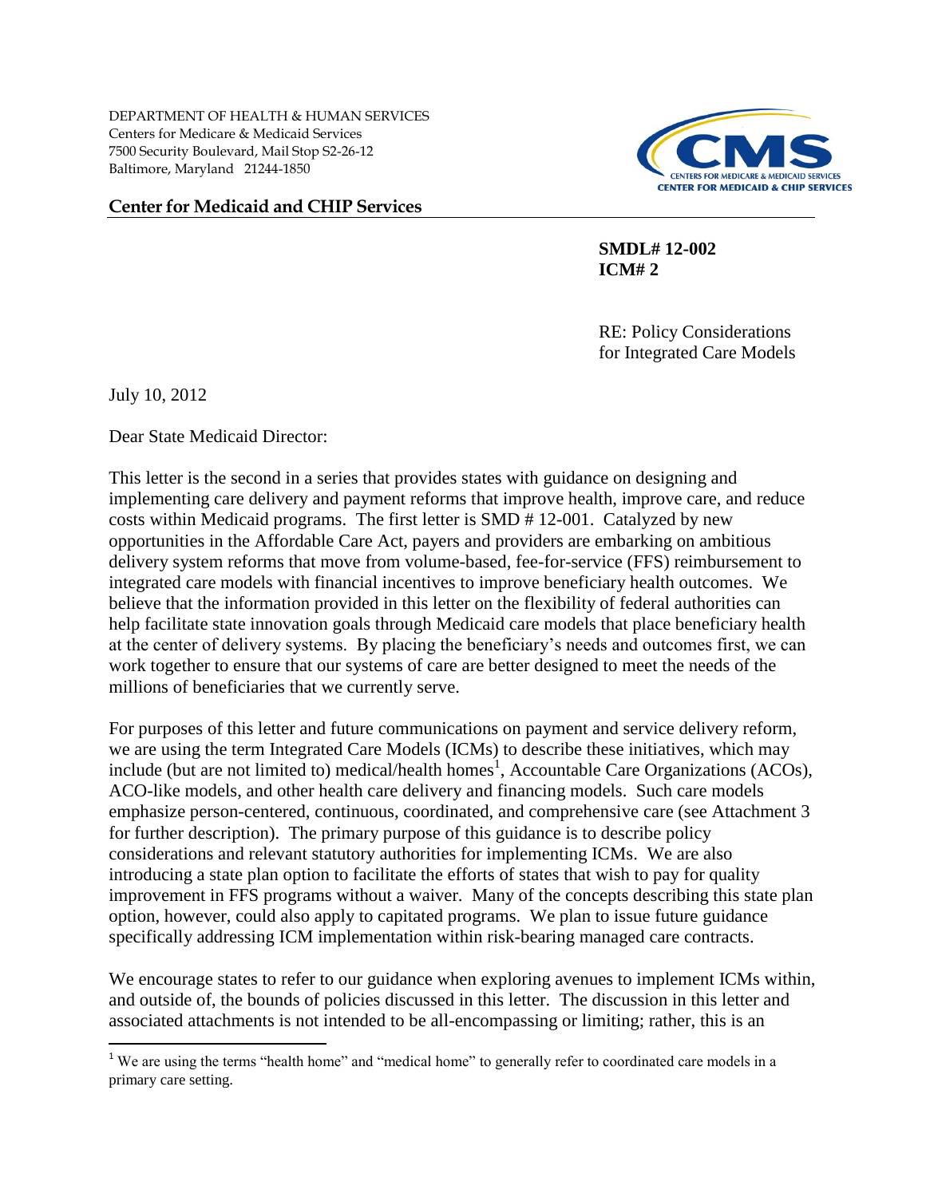DEPARTMENT OF HEALTH & HUMAN SERVICES
Centers for Medicare & Medicaid Services
7500 Security Boulevard, Mail Stop S2-26-12
Baltimore, Maryland 21244-1850

**Center for Medicaid and CHIP Services**

**SMDL# 12-002**
**ICM# 2**

RE: Policy Considerations for Integrated Care Models

July 10, 2012

Dear State Medicaid Director:

This letter is the second in a series that provides states with guidance on designing and implementing care delivery and payment reforms that improve health, improve care, and reduce costs within Medicaid programs. The first letter is SMD # 12-001. Catalyzed by new opportunities in the Affordable Care Act, payers and providers are embarking on ambitious delivery system reforms that move from volume-based, fee-for-service (FFS) reimbursement to integrated care models with financial incentives to improve beneficiary health outcomes. We believe that the information provided in this letter on the flexibility of federal authorities can help facilitate state innovation goals through Medicaid care models that place beneficiary health at the center of delivery systems. By placing the beneficiary's needs and outcomes first, we can work together to ensure that our systems of care are better designed to meet the needs of the millions of beneficiaries that we currently serve.

For purposes of this letter and future communications on payment and service delivery reform, we are using the term Integrated Care Models (ICMs) to describe these initiatives, which may include (but are not limited to) medical/health homes[1], Accountable Care Organizations (ACOs), ACO-like models, and other health care delivery and financing models. Such care models emphasize person-centered, continuous, coordinated, and comprehensive care (see Attachment 3 for further description). The primary purpose of this guidance is to describe policy considerations and relevant statutory authorities for implementing ICMs. We are also introducing a state plan option to facilitate the efforts of states that wish to pay for quality improvement in FFS programs without a waiver. Many of the concepts describing this state plan option, however, could also apply to capitated programs. We plan to issue future guidance specifically addressing ICM implementation within risk-bearing managed care contracts.

We encourage states to refer to our guidance when exploring avenues to implement ICMs within, and outside of, the bounds of policies discussed in this letter. The discussion in this letter and associated attachments is not intended to be all-encompassing or limiting; rather, this is an

[1] We are using the terms "health home" and "medical home" to generally refer to coordinated care models in a primary care setting.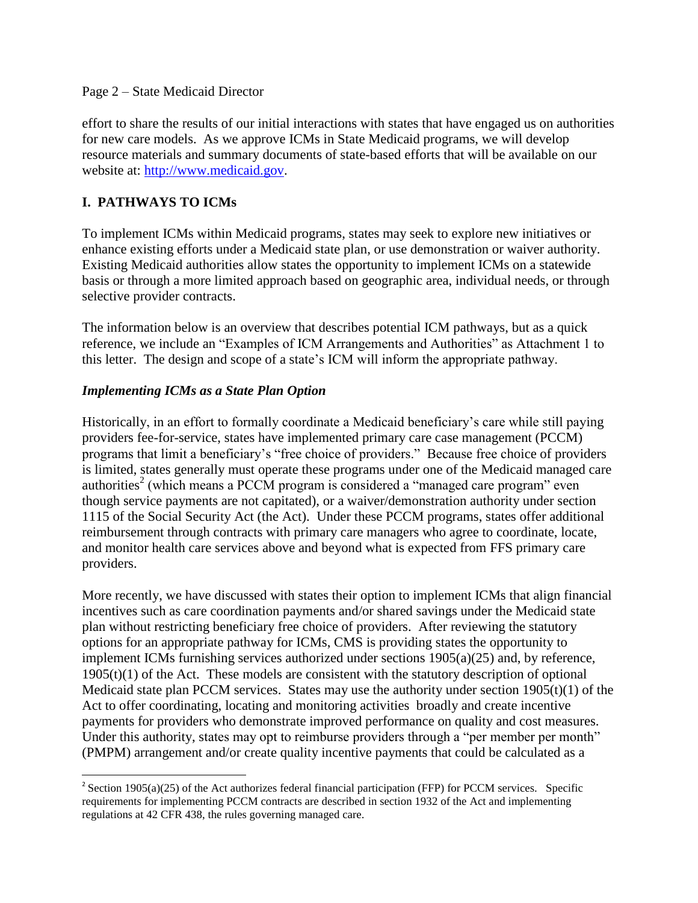effort to share the results of our initial interactions with states that have engaged us on authorities for new care models. As we approve ICMs in State Medicaid programs, we will develop resource materials and summary documents of state-based efforts that will be available on our website at: [http://www.medicaid.gov](http://www.medicaid.gov).

## I. PATHWAYS TO ICMs

To implement ICMs within Medicaid programs, states may seek to explore new initiatives or enhance existing efforts under a Medicaid state plan, or use demonstration or waiver authority. Existing Medicaid authorities allow states the opportunity to implement ICMs on a statewide basis or through a more limited approach based on geographic area, individual needs, or through selective provider contracts.

The information below is an overview that describes potential ICM pathways, but as a quick reference, we include an "Examples of ICM Arrangements and Authorities" as Attachment 1 to this letter. The design and scope of a state's ICM will inform the appropriate pathway.

### *Implementing ICMs as a State Plan Option*

Historically, in an effort to formally coordinate a Medicaid beneficiary's care while still paying providers fee-for-service, states have implemented primary care case management (PCCM) programs that limit a beneficiary's "free choice of providers." Because free choice of providers is limited, states generally must operate these programs under one of the Medicaid managed care authorities[2] (which means a PCCM program is considered a "managed care program" even though service payments are not capitated), or a waiver/demonstration authority under section 1115 of the Social Security Act (the Act). Under these PCCM programs, states offer additional reimbursement through contracts with primary care managers who agree to coordinate, locate, and monitor health care services above and beyond what is expected from FFS primary care providers.

More recently, we have discussed with states their option to implement ICMs that align financial incentives such as care coordination payments and/or shared savings under the Medicaid state plan without restricting beneficiary free choice of providers. After reviewing the statutory options for an appropriate pathway for ICMs, CMS is providing states the opportunity to implement ICMs furnishing services authorized under sections 1905(a)(25) and, by reference, 1905(t)(1) of the Act. These models are consistent with the statutory description of optional Medicaid state plan PCCM services. States may use the authority under section 1905(t)(1) of the Act to offer coordinating, locating and monitoring activities broadly and create incentive payments for providers who demonstrate improved performance on quality and cost measures. Under this authority, states may opt to reimburse providers through a "per member per month" (PMPM) arrangement and/or create quality incentive payments that could be calculated as a

---

[2] Section 1905(a)(25) of the Act authorizes federal financial participation (FFP) for PCCM services. Specific requirements for implementing PCCM contracts are described in section 1932 of the Act and implementing regulations at 42 CFR 438, the rules governing managed care.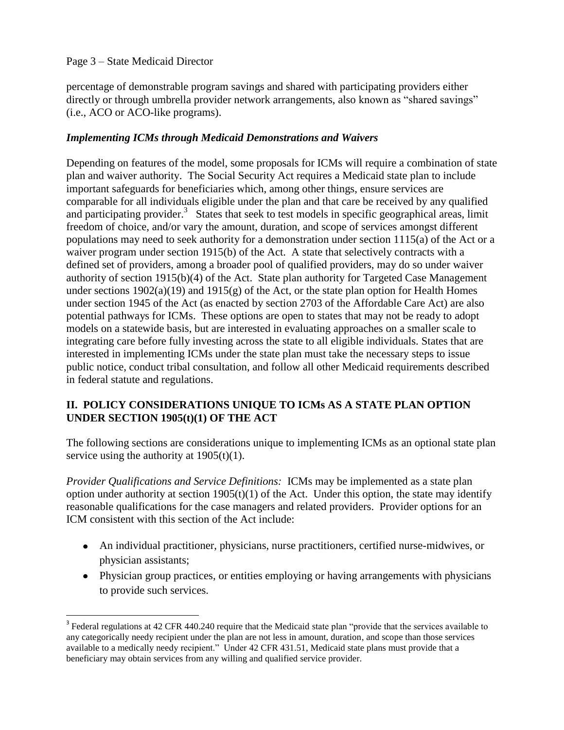percentage of demonstrable program savings and shared with participating providers either directly or through umbrella provider network arrangements, also known as "shared savings" (i.e., ACO or ACO-like programs).

### *Implementing ICMs through Medicaid Demonstrations and Waivers*

Depending on features of the model, some proposals for ICMs will require a combination of state plan and waiver authority. The Social Security Act requires a Medicaid state plan to include important safeguards for beneficiaries which, among other things, ensure services are comparable for all individuals eligible under the plan and that care be received by any qualified and participating provider.[3] States that seek to test models in specific geographical areas, limit freedom of choice, and/or vary the amount, duration, and scope of services amongst different populations may need to seek authority for a demonstration under section 1115(a) of the Act or a waiver program under section 1915(b) of the Act. A state that selectively contracts with a defined set of providers, among a broader pool of qualified providers, may do so under waiver authority of section 1915(b)(4) of the Act. State plan authority for Targeted Case Management under sections 1902(a)(19) and 1915(g) of the Act, or the state plan option for Health Homes under section 1945 of the Act (as enacted by section 2703 of the Affordable Care Act) are also potential pathways for ICMs. These options are open to states that may not be ready to adopt models on a statewide basis, but are interested in evaluating approaches on a smaller scale to integrating care before fully investing across the state to all eligible individuals. States that are interested in implementing ICMs under the state plan must take the necessary steps to issue public notice, conduct tribal consultation, and follow all other Medicaid requirements described in federal statute and regulations.

## II. POLICY CONSIDERATIONS UNIQUE TO ICMs AS A STATE PLAN OPTION UNDER SECTION 1905(t)(1) OF THE ACT

The following sections are considerations unique to implementing ICMs as an optional state plan service using the authority at 1905(t)(1).

*Provider Qualifications and Service Definitions:* ICMs may be implemented as a state plan option under authority at section 1905(t)(1) of the Act. Under this option, the state may identify reasonable qualifications for the case managers and related providers. Provider options for an ICM consistent with this section of the Act include:

- An individual practitioner, physicians, nurse practitioners, certified nurse-midwives, or physician assistants;
- Physician group practices, or entities employing or having arrangements with physicians to provide such services.

[3] Federal regulations at 42 CFR 440.240 require that the Medicaid state plan "provide that the services available to any categorically needy recipient under the plan are not less in amount, duration, and scope than those services available to a medically needy recipient." Under 42 CFR 431.51, Medicaid state plans must provide that a beneficiary may obtain services from any willing and qualified service provider.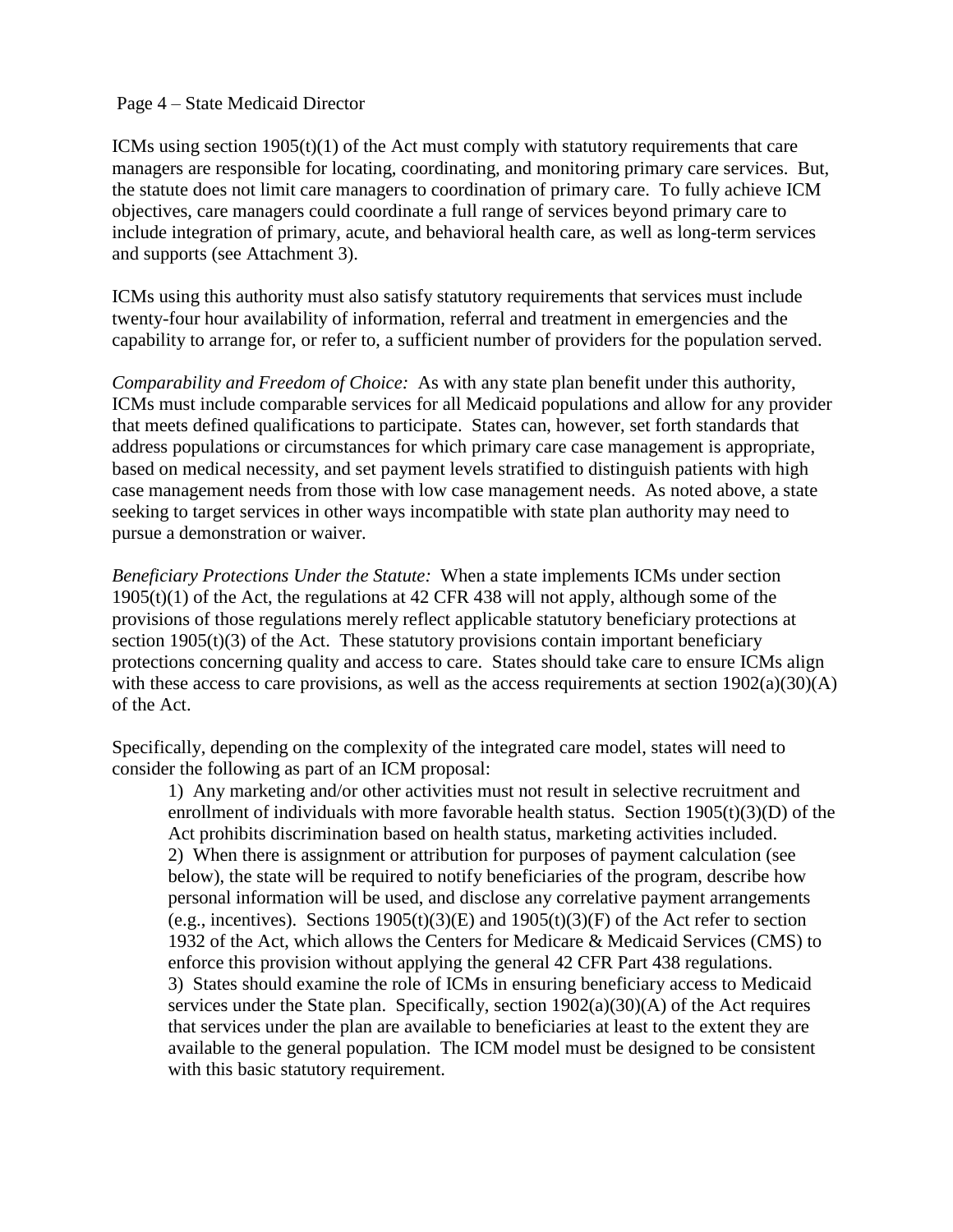ICMs using section 1905(t)(1) of the Act must comply with statutory requirements that care managers are responsible for locating, coordinating, and monitoring primary care services. But, the statute does not limit care managers to coordination of primary care. To fully achieve ICM objectives, care managers could coordinate a full range of services beyond primary care to include integration of primary, acute, and behavioral health care, as well as long-term services and supports (see Attachment 3).

ICMs using this authority must also satisfy statutory requirements that services must include twenty-four hour availability of information, referral and treatment in emergencies and the capability to arrange for, or refer to, a sufficient number of providers for the population served.

*Comparability and Freedom of Choice:* As with any state plan benefit under this authority, ICMs must include comparable services for all Medicaid populations and allow for any provider that meets defined qualifications to participate. States can, however, set forth standards that address populations or circumstances for which primary care case management is appropriate, based on medical necessity, and set payment levels stratified to distinguish patients with high case management needs from those with low case management needs. As noted above, a state seeking to target services in other ways incompatible with state plan authority may need to pursue a demonstration or waiver.

*Beneficiary Protections Under the Statute:* When a state implements ICMs under section 1905(t)(1) of the Act, the regulations at 42 CFR 438 will not apply, although some of the provisions of those regulations merely reflect applicable statutory beneficiary protections at section 1905(t)(3) of the Act. These statutory provisions contain important beneficiary protections concerning quality and access to care. States should take care to ensure ICMs align with these access to care provisions, as well as the access requirements at section 1902(a)(30)(A) of the Act.

Specifically, depending on the complexity of the integrated care model, states will need to consider the following as part of an ICM proposal:

1) Any marketing and/or other activities must not result in selective recruitment and enrollment of individuals with more favorable health status. Section 1905(t)(3)(D) of the Act prohibits discrimination based on health status, marketing activities included.
2) When there is assignment or attribution for purposes of payment calculation (see below), the state will be required to notify beneficiaries of the program, describe how personal information will be used, and disclose any correlative payment arrangements (e.g., incentives). Sections 1905(t)(3)(E) and 1905(t)(3)(F) of the Act refer to section 1932 of the Act, which allows the Centers for Medicare & Medicaid Services (CMS) to enforce this provision without applying the general 42 CFR Part 438 regulations.
3) States should examine the role of ICMs in ensuring beneficiary access to Medicaid services under the State plan. Specifically, section 1902(a)(30)(A) of the Act requires that services under the plan are available to beneficiaries at least to the extent they are available to the general population. The ICM model must be designed to be consistent with this basic statutory requirement.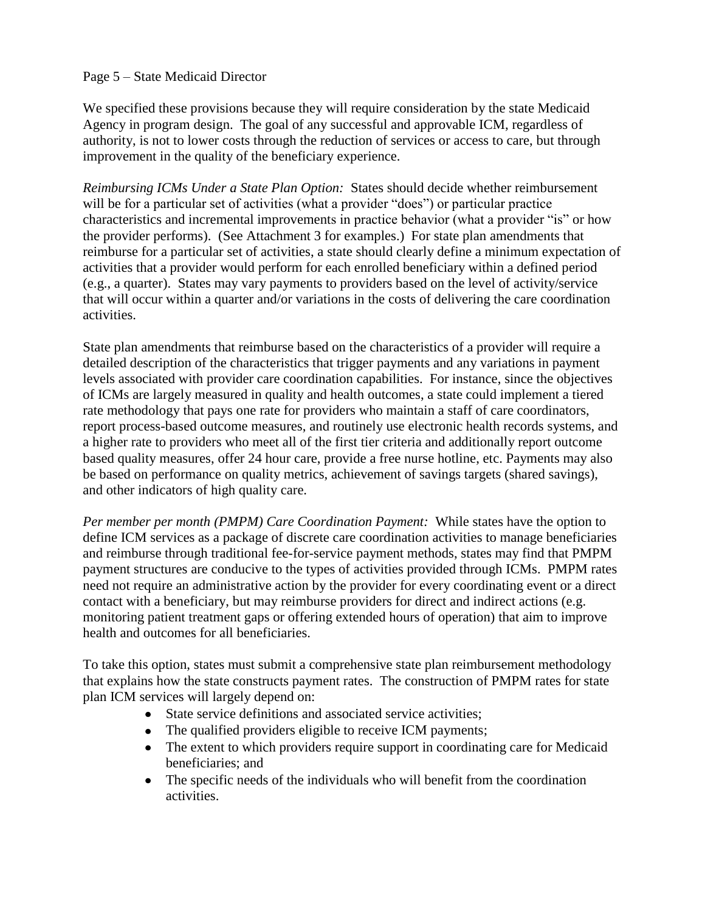We specified these provisions because they will require consideration by the state Medicaid Agency in program design. The goal of any successful and approvable ICM, regardless of authority, is not to lower costs through the reduction of services or access to care, but through improvement in the quality of the beneficiary experience.

*Reimbursing ICMs Under a State Plan Option:* States should decide whether reimbursement will be for a particular set of activities (what a provider "does") or particular practice characteristics and incremental improvements in practice behavior (what a provider "is" or how the provider performs). (See Attachment 3 for examples.) For state plan amendments that reimburse for a particular set of activities, a state should clearly define a minimum expectation of activities that a provider would perform for each enrolled beneficiary within a defined period (e.g., a quarter). States may vary payments to providers based on the level of activity/service that will occur within a quarter and/or variations in the costs of delivering the care coordination activities.

State plan amendments that reimburse based on the characteristics of a provider will require a detailed description of the characteristics that trigger payments and any variations in payment levels associated with provider care coordination capabilities. For instance, since the objectives of ICMs are largely measured in quality and health outcomes, a state could implement a tiered rate methodology that pays one rate for providers who maintain a staff of care coordinators, report process-based outcome measures, and routinely use electronic health records systems, and a higher rate to providers who meet all of the first tier criteria and additionally report outcome based quality measures, offer 24 hour care, provide a free nurse hotline, etc. Payments may also be based on performance on quality metrics, achievement of savings targets (shared savings), and other indicators of high quality care.

*Per member per month (PMPM) Care Coordination Payment:* While states have the option to define ICM services as a package of discrete care coordination activities to manage beneficiaries and reimburse through traditional fee-for-service payment methods, states may find that PMPM payment structures are conducive to the types of activities provided through ICMs. PMPM rates need not require an administrative action by the provider for every coordinating event or a direct contact with a beneficiary, but may reimburse providers for direct and indirect actions (e.g. monitoring patient treatment gaps or offering extended hours of operation) that aim to improve health and outcomes for all beneficiaries.

To take this option, states must submit a comprehensive state plan reimbursement methodology that explains how the state constructs payment rates. The construction of PMPM rates for state plan ICM services will largely depend on:

- State service definitions and associated service activities;
- The qualified providers eligible to receive ICM payments;
- The extent to which providers require support in coordinating care for Medicaid beneficiaries; and
- The specific needs of the individuals who will benefit from the coordination activities.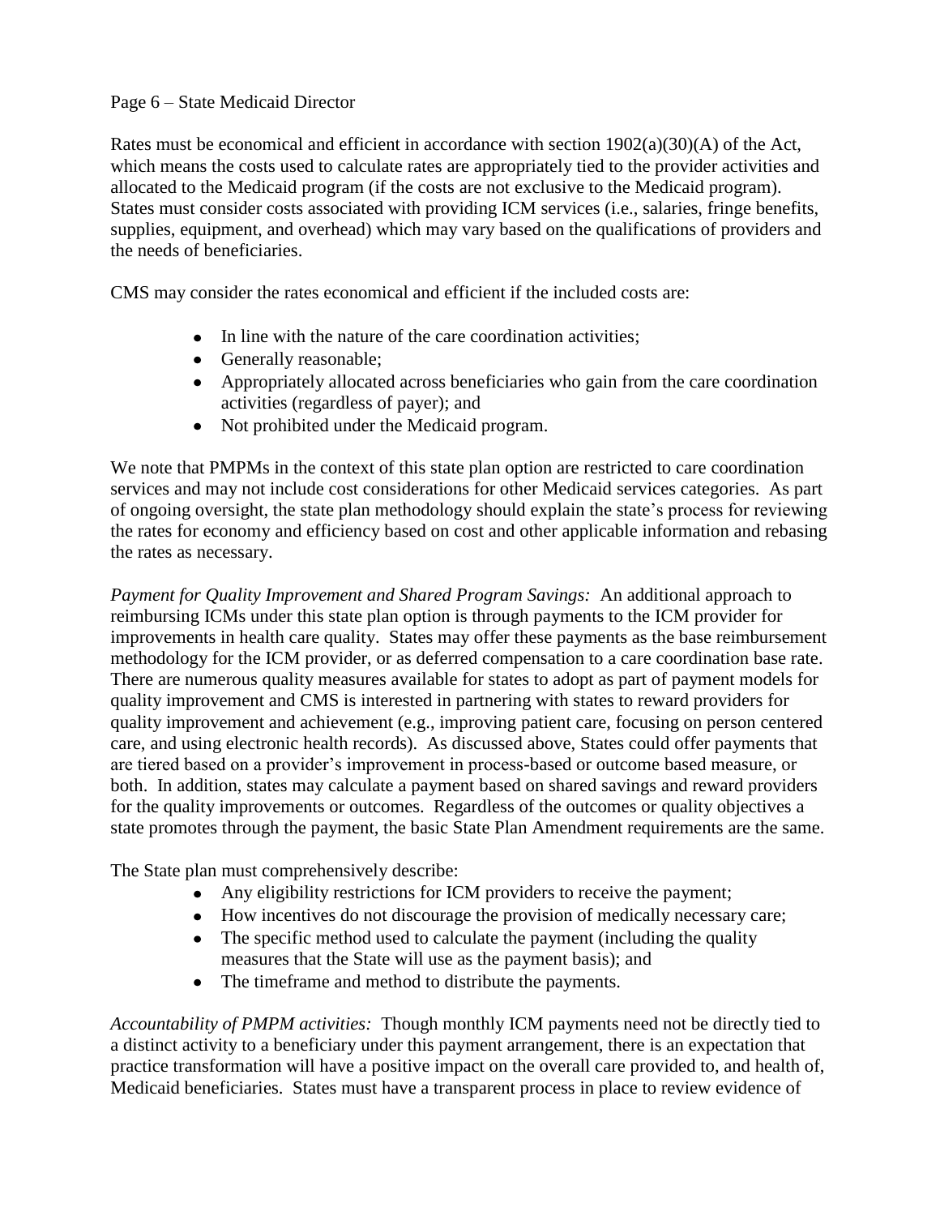Rates must be economical and efficient in accordance with section 1902(a)(30)(A) of the Act, which means the costs used to calculate rates are appropriately tied to the provider activities and allocated to the Medicaid program (if the costs are not exclusive to the Medicaid program). States must consider costs associated with providing ICM services (i.e., salaries, fringe benefits, supplies, equipment, and overhead) which may vary based on the qualifications of providers and the needs of beneficiaries.

CMS may consider the rates economical and efficient if the included costs are:

- In line with the nature of the care coordination activities;
- Generally reasonable;
- Appropriately allocated across beneficiaries who gain from the care coordination activities (regardless of payer); and
- Not prohibited under the Medicaid program.

We note that PMPMs in the context of this state plan option are restricted to care coordination services and may not include cost considerations for other Medicaid services categories. As part of ongoing oversight, the state plan methodology should explain the state's process for reviewing the rates for economy and efficiency based on cost and other applicable information and rebasing the rates as necessary.

*Payment for Quality Improvement and Shared Program Savings:* An additional approach to reimbursing ICMs under this state plan option is through payments to the ICM provider for improvements in health care quality. States may offer these payments as the base reimbursement methodology for the ICM provider, or as deferred compensation to a care coordination base rate. There are numerous quality measures available for states to adopt as part of payment models for quality improvement and CMS is interested in partnering with states to reward providers for quality improvement and achievement (e.g., improving patient care, focusing on person centered care, and using electronic health records). As discussed above, States could offer payments that are tiered based on a provider's improvement in process-based or outcome based measure, or both. In addition, states may calculate a payment based on shared savings and reward providers for the quality improvements or outcomes. Regardless of the outcomes or quality objectives a state promotes through the payment, the basic State Plan Amendment requirements are the same.

The State plan must comprehensively describe:

- Any eligibility restrictions for ICM providers to receive the payment;
- How incentives do not discourage the provision of medically necessary care;
- The specific method used to calculate the payment (including the quality measures that the State will use as the payment basis); and
- The timeframe and method to distribute the payments.

*Accountability of PMPM activities:* Though monthly ICM payments need not be directly tied to a distinct activity to a beneficiary under this payment arrangement, there is an expectation that practice transformation will have a positive impact on the overall care provided to, and health of, Medicaid beneficiaries. States must have a transparent process in place to review evidence of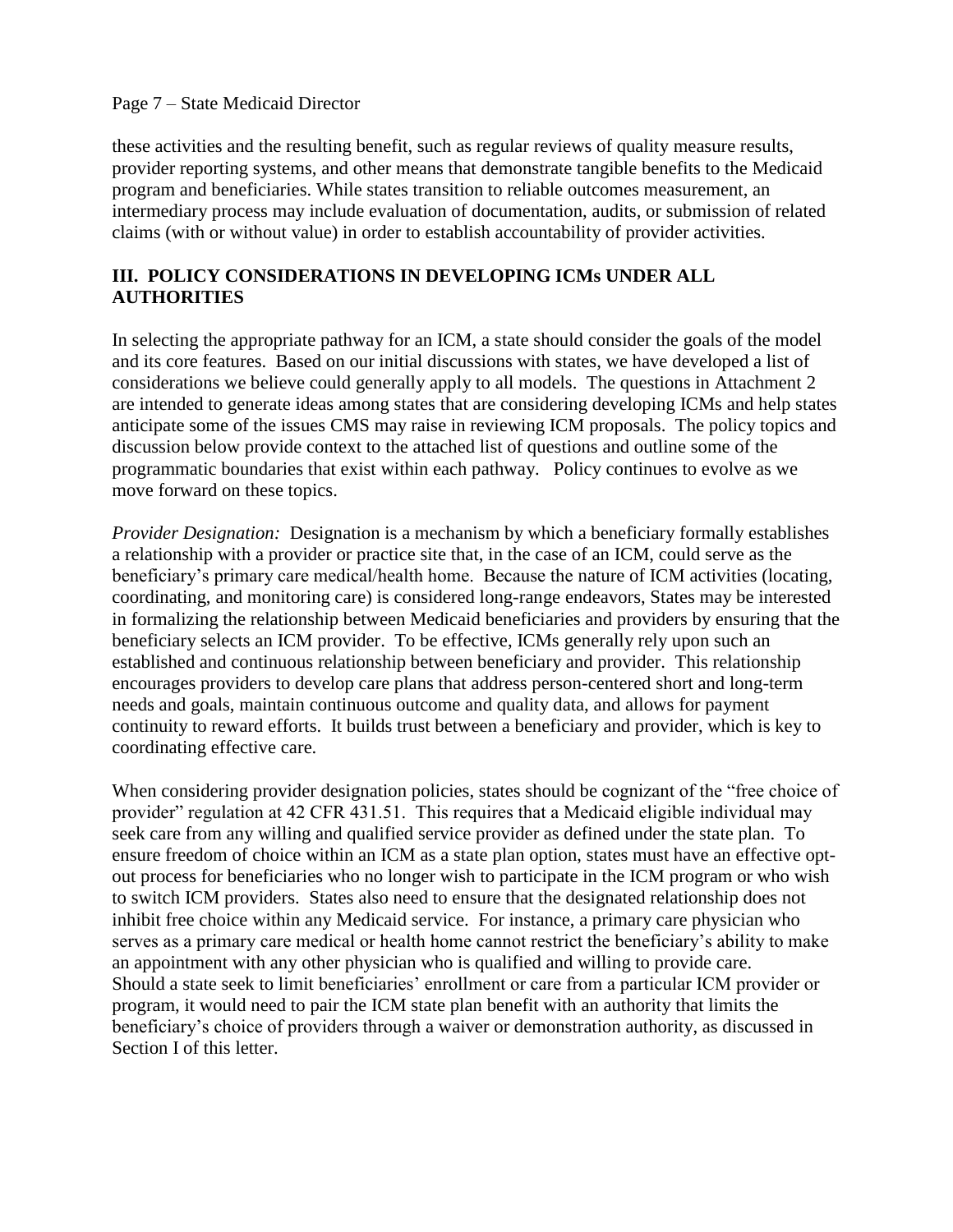these activities and the resulting benefit, such as regular reviews of quality measure results, provider reporting systems, and other means that demonstrate tangible benefits to the Medicaid program and beneficiaries. While states transition to reliable outcomes measurement, an intermediary process may include evaluation of documentation, audits, or submission of related claims (with or without value) in order to establish accountability of provider activities.

## III. POLICY CONSIDERATIONS IN DEVELOPING ICMs UNDER ALL AUTHORITIES

In selecting the appropriate pathway for an ICM, a state should consider the goals of the model and its core features. Based on our initial discussions with states, we have developed a list of considerations we believe could generally apply to all models. The questions in Attachment 2 are intended to generate ideas among states that are considering developing ICMs and help states anticipate some of the issues CMS may raise in reviewing ICM proposals. The policy topics and discussion below provide context to the attached list of questions and outline some of the programmatic boundaries that exist within each pathway. Policy continues to evolve as we move forward on these topics.

*Provider Designation:* Designation is a mechanism by which a beneficiary formally establishes a relationship with a provider or practice site that, in the case of an ICM, could serve as the beneficiary's primary care medical/health home. Because the nature of ICM activities (locating, coordinating, and monitoring care) is considered long-range endeavors, States may be interested in formalizing the relationship between Medicaid beneficiaries and providers by ensuring that the beneficiary selects an ICM provider. To be effective, ICMs generally rely upon such an established and continuous relationship between beneficiary and provider. This relationship encourages providers to develop care plans that address person-centered short and long-term needs and goals, maintain continuous outcome and quality data, and allows for payment continuity to reward efforts. It builds trust between a beneficiary and provider, which is key to coordinating effective care.

When considering provider designation policies, states should be cognizant of the "free choice of provider" regulation at 42 CFR 431.51. This requires that a Medicaid eligible individual may seek care from any willing and qualified service provider as defined under the state plan. To ensure freedom of choice within an ICM as a state plan option, states must have an effective opt-out process for beneficiaries who no longer wish to participate in the ICM program or who wish to switch ICM providers. States also need to ensure that the designated relationship does not inhibit free choice within any Medicaid service. For instance, a primary care physician who serves as a primary care medical or health home cannot restrict the beneficiary's ability to make an appointment with any other physician who is qualified and willing to provide care. Should a state seek to limit beneficiaries' enrollment or care from a particular ICM provider or program, it would need to pair the ICM state plan benefit with an authority that limits the beneficiary's choice of providers through a waiver or demonstration authority, as discussed in Section I of this letter.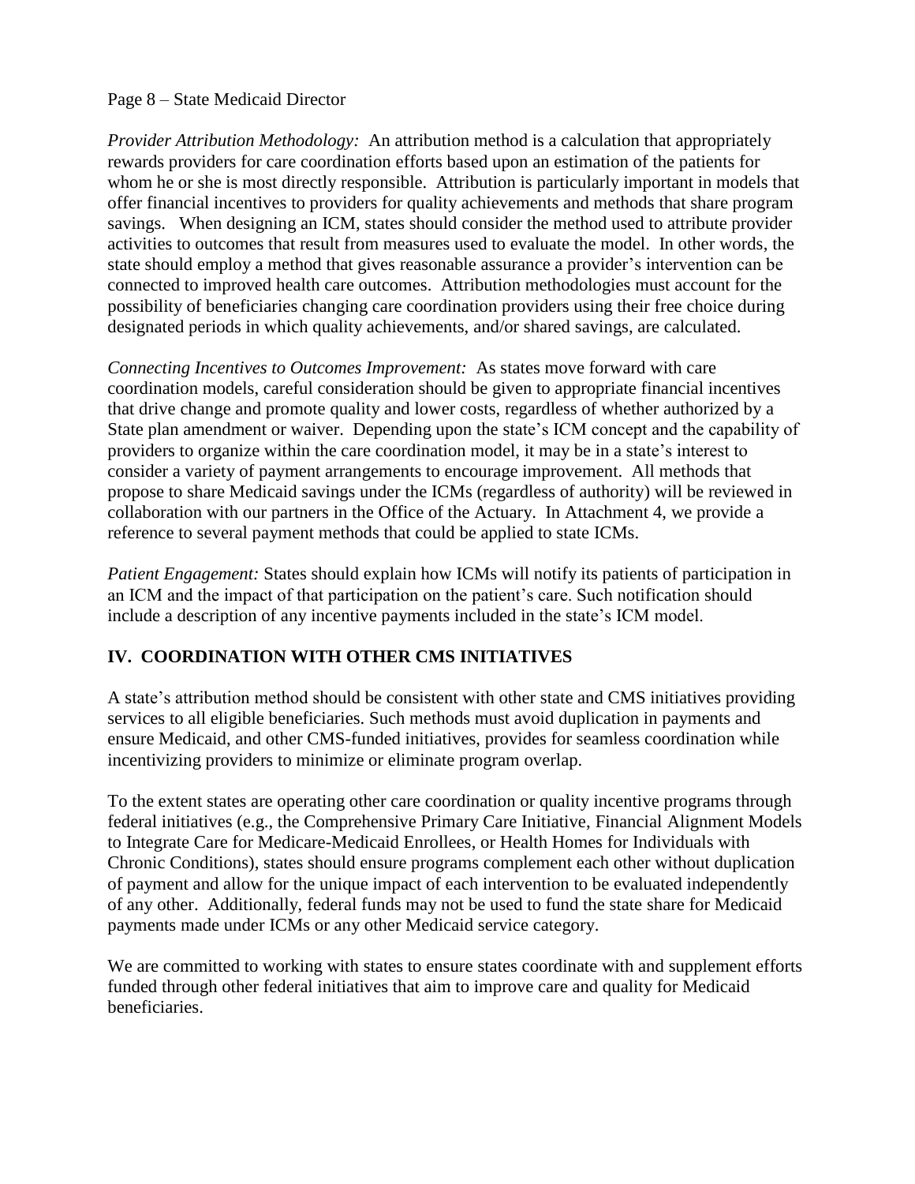*Provider Attribution Methodology:* An attribution method is a calculation that appropriately rewards providers for care coordination efforts based upon an estimation of the patients for whom he or she is most directly responsible. Attribution is particularly important in models that offer financial incentives to providers for quality achievements and methods that share program savings. When designing an ICM, states should consider the method used to attribute provider activities to outcomes that result from measures used to evaluate the model. In other words, the state should employ a method that gives reasonable assurance a provider's intervention can be connected to improved health care outcomes. Attribution methodologies must account for the possibility of beneficiaries changing care coordination providers using their free choice during designated periods in which quality achievements, and/or shared savings, are calculated.

*Connecting Incentives to Outcomes Improvement:* As states move forward with care coordination models, careful consideration should be given to appropriate financial incentives that drive change and promote quality and lower costs, regardless of whether authorized by a State plan amendment or waiver. Depending upon the state's ICM concept and the capability of providers to organize within the care coordination model, it may be in a state's interest to consider a variety of payment arrangements to encourage improvement. All methods that propose to share Medicaid savings under the ICMs (regardless of authority) will be reviewed in collaboration with our partners in the Office of the Actuary. In Attachment 4, we provide a reference to several payment methods that could be applied to state ICMs.

*Patient Engagement:* States should explain how ICMs will notify its patients of participation in an ICM and the impact of that participation on the patient's care. Such notification should include a description of any incentive payments included in the state's ICM model.

## IV. COORDINATION WITH OTHER CMS INITIATIVES

A state's attribution method should be consistent with other state and CMS initiatives providing services to all eligible beneficiaries. Such methods must avoid duplication in payments and ensure Medicaid, and other CMS-funded initiatives, provides for seamless coordination while incentivizing providers to minimize or eliminate program overlap.

To the extent states are operating other care coordination or quality incentive programs through federal initiatives (e.g., the Comprehensive Primary Care Initiative, Financial Alignment Models to Integrate Care for Medicare-Medicaid Enrollees, or Health Homes for Individuals with Chronic Conditions), states should ensure programs complement each other without duplication of payment and allow for the unique impact of each intervention to be evaluated independently of any other. Additionally, federal funds may not be used to fund the state share for Medicaid payments made under ICMs or any other Medicaid service category.

We are committed to working with states to ensure states coordinate with and supplement efforts funded through other federal initiatives that aim to improve care and quality for Medicaid beneficiaries.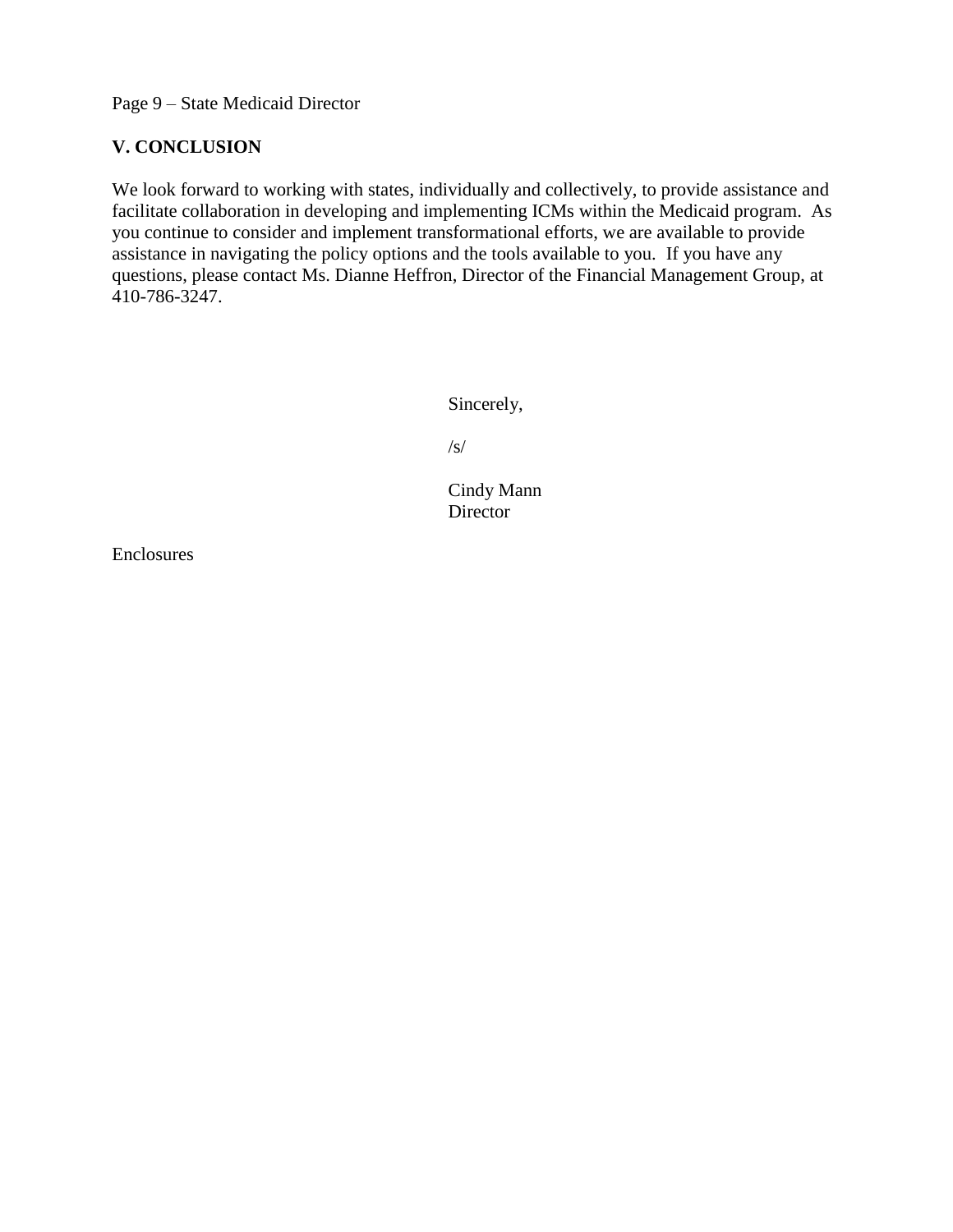## V. CONCLUSION

We look forward to working with states, individually and collectively, to provide assistance and facilitate collaboration in developing and implementing ICMs within the Medicaid program. As you continue to consider and implement transformational efforts, we are available to provide assistance in navigating the policy options and the tools available to you. If you have any questions, please contact Ms. Dianne Heffron, Director of the Financial Management Group, at 410-786-3247.

Sincerely,

/s/

Cindy Mann
Director

Enclosures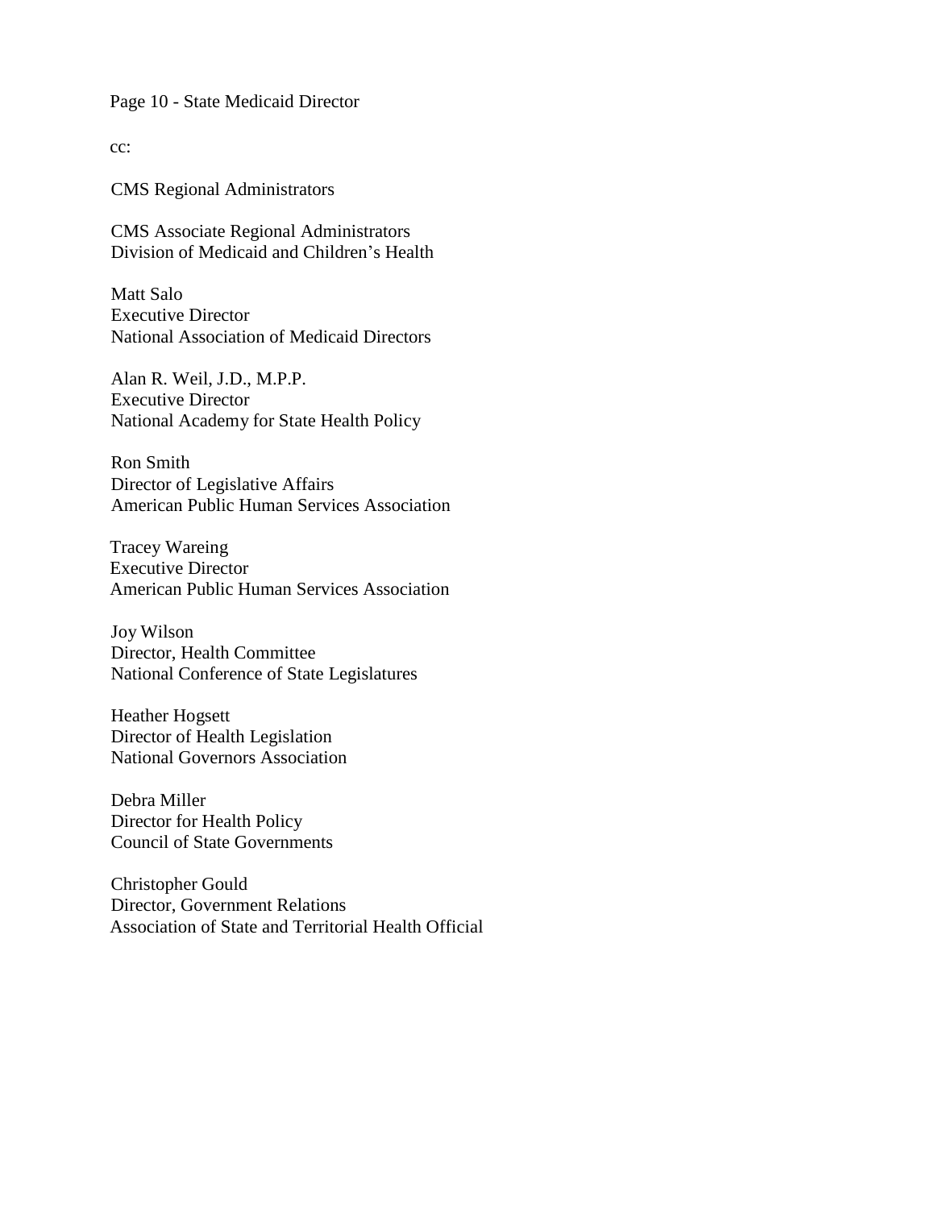cc:

CMS Regional Administrators

CMS Associate Regional Administrators
Division of Medicaid and Children's Health

Matt Salo
Executive Director
National Association of Medicaid Directors

Alan R. Weil, J.D., M.P.P.
Executive Director
National Academy for State Health Policy

Ron Smith
Director of Legislative Affairs
American Public Human Services Association

Tracey Wareing
Executive Director
American Public Human Services Association

Joy Wilson
Director, Health Committee
National Conference of State Legislatures

Heather Hogsett
Director of Health Legislation
National Governors Association

Debra Miller
Director for Health Policy
Council of State Governments

Christopher Gould
Director, Government Relations
Association of State and Territorial Health Official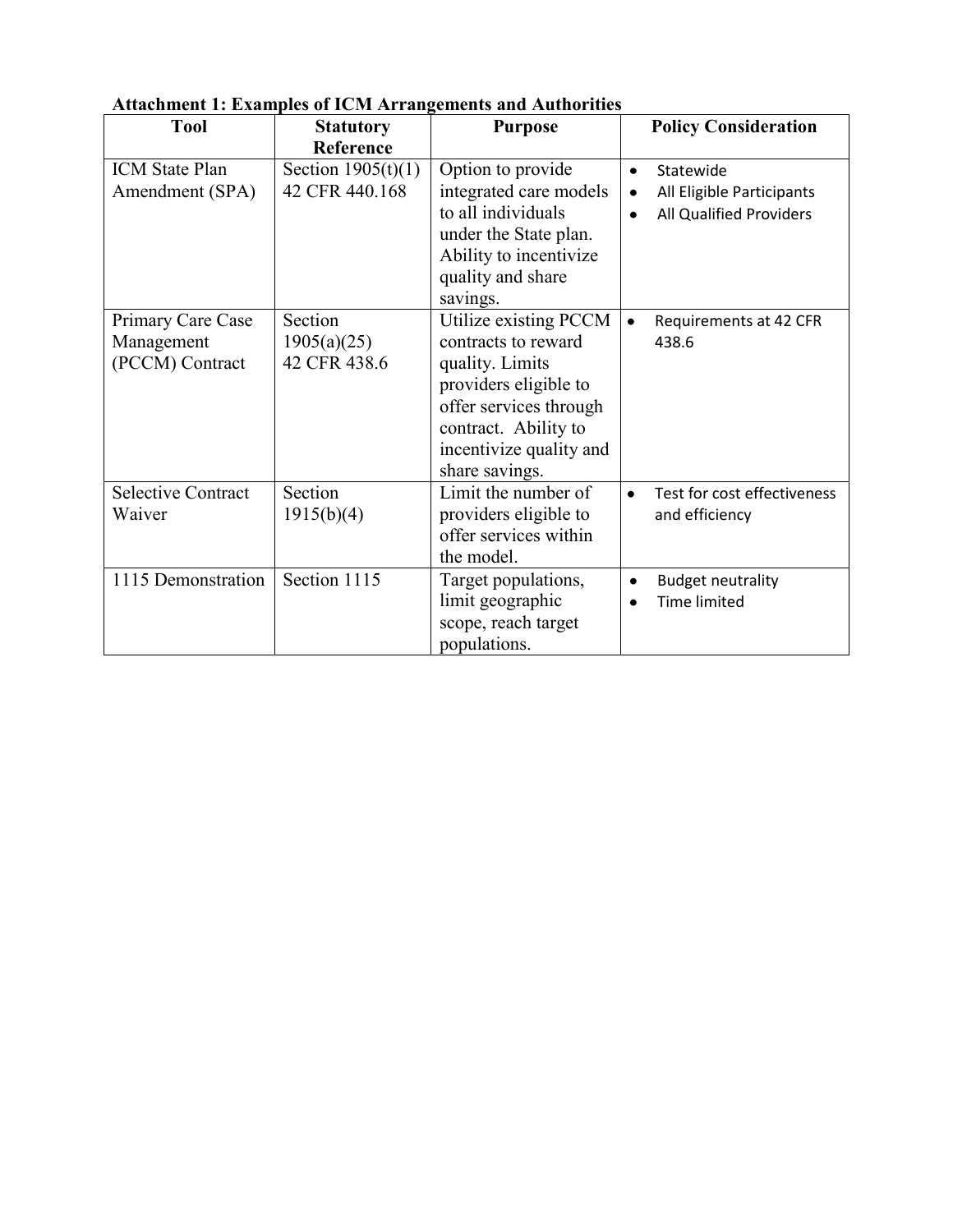**Attachment 1: Examples of ICM Arrangements and Authorities**

| Tool | Statutory Reference | Purpose | Policy Consideration |
| --- | --- | --- | --- |
| ICM State Plan Amendment (SPA) | Section 1905(t)(1) 42 CFR 440.168 | Option to provide integrated care models to all individuals under the State plan. Ability to incentivize quality and share savings. | • Statewide<br>• All Eligible Participants<br>• All Qualified Providers |
| Primary Care Case Management (PCCM) Contract | Section 1905(a)(25) 42 CFR 438.6 | Utilize existing PCCM contracts to reward quality. Limits providers eligible to offer services through contract. Ability to incentivize quality and share savings. | • Requirements at 42 CFR 438.6 |
| Selective Contract Waiver | Section 1915(b)(4) | Limit the number of providers eligible to offer services within the model. | • Test for cost effectiveness and efficiency |
| 1115 Demonstration | Section 1115 | Target populations, limit geographic scope, reach target populations. | • Budget neutrality<br>• Time limited |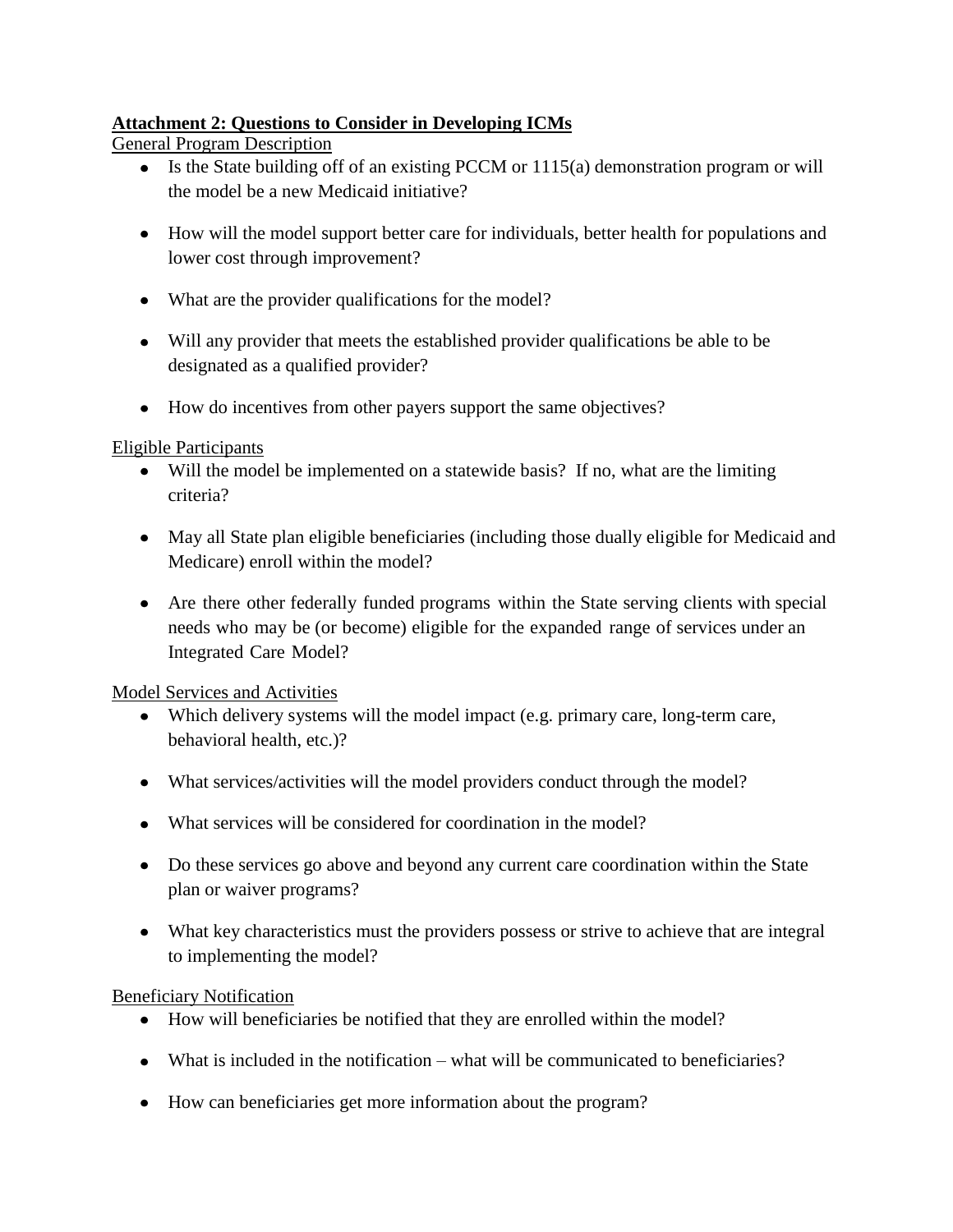**Attachment 2: Questions to Consider in Developing ICMs**

General Program Description

- Is the State building off of an existing PCCM or 1115(a) demonstration program or will the model be a new Medicaid initiative?
- How will the model support better care for individuals, better health for populations and lower cost through improvement?
- What are the provider qualifications for the model?
- Will any provider that meets the established provider qualifications be able to be designated as a qualified provider?
- How do incentives from other payers support the same objectives?

Eligible Participants

- Will the model be implemented on a statewide basis? If no, what are the limiting criteria?
- May all State plan eligible beneficiaries (including those dually eligible for Medicaid and Medicare) enroll within the model?
- Are there other federally funded programs within the State serving clients with special needs who may be (or become) eligible for the expanded range of services under an Integrated Care Model?

Model Services and Activities

- Which delivery systems will the model impact (e.g. primary care, long-term care, behavioral health, etc.)?
- What services/activities will the model providers conduct through the model?
- What services will be considered for coordination in the model?
- Do these services go above and beyond any current care coordination within the State plan or waiver programs?
- What key characteristics must the providers possess or strive to achieve that are integral to implementing the model?

Beneficiary Notification

- How will beneficiaries be notified that they are enrolled within the model?
- What is included in the notification – what will be communicated to beneficiaries?
- How can beneficiaries get more information about the program?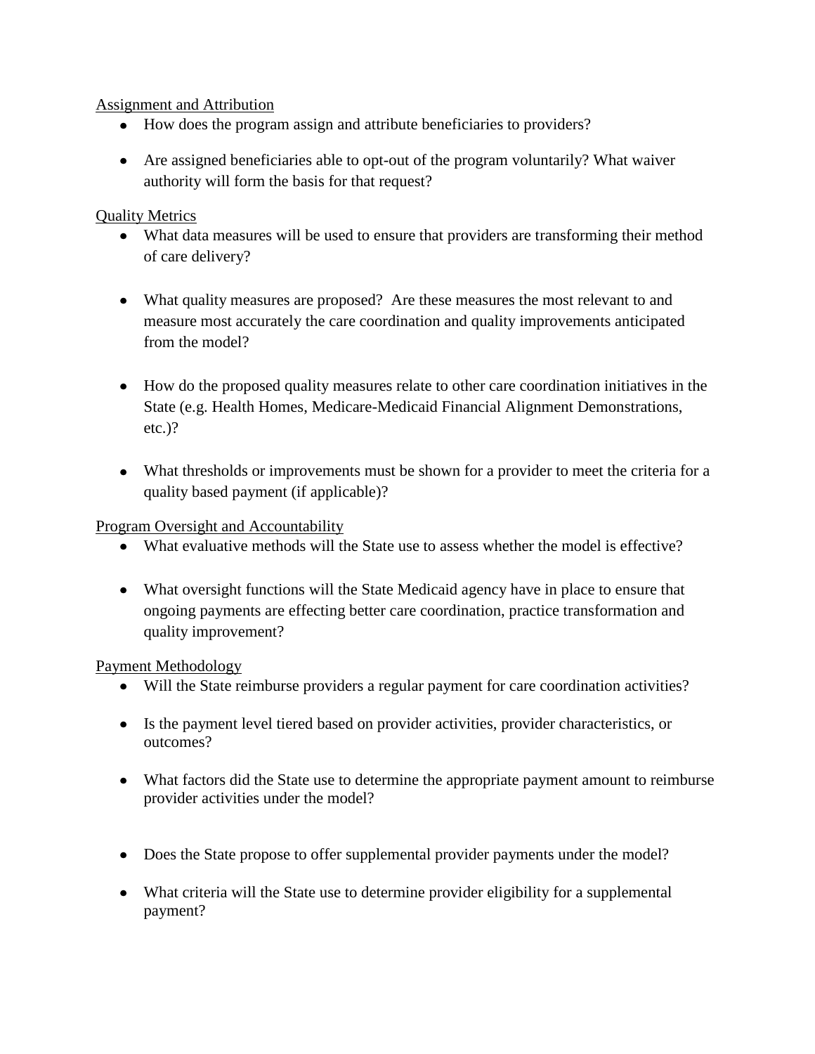Assignment and Attribution

- How does the program assign and attribute beneficiaries to providers?
- Are assigned beneficiaries able to opt-out of the program voluntarily? What waiver authority will form the basis for that request?

Quality Metrics

- What data measures will be used to ensure that providers are transforming their method of care delivery?
- What quality measures are proposed? Are these measures the most relevant to and measure most accurately the care coordination and quality improvements anticipated from the model?
- How do the proposed quality measures relate to other care coordination initiatives in the State (e.g. Health Homes, Medicare-Medicaid Financial Alignment Demonstrations, etc.)?
- What thresholds or improvements must be shown for a provider to meet the criteria for a quality based payment (if applicable)?

Program Oversight and Accountability

- What evaluative methods will the State use to assess whether the model is effective?
- What oversight functions will the State Medicaid agency have in place to ensure that ongoing payments are effecting better care coordination, practice transformation and quality improvement?

Payment Methodology

- Will the State reimburse providers a regular payment for care coordination activities?
- Is the payment level tiered based on provider activities, provider characteristics, or outcomes?
- What factors did the State use to determine the appropriate payment amount to reimburse provider activities under the model?
- Does the State propose to offer supplemental provider payments under the model?
- What criteria will the State use to determine provider eligibility for a supplemental payment?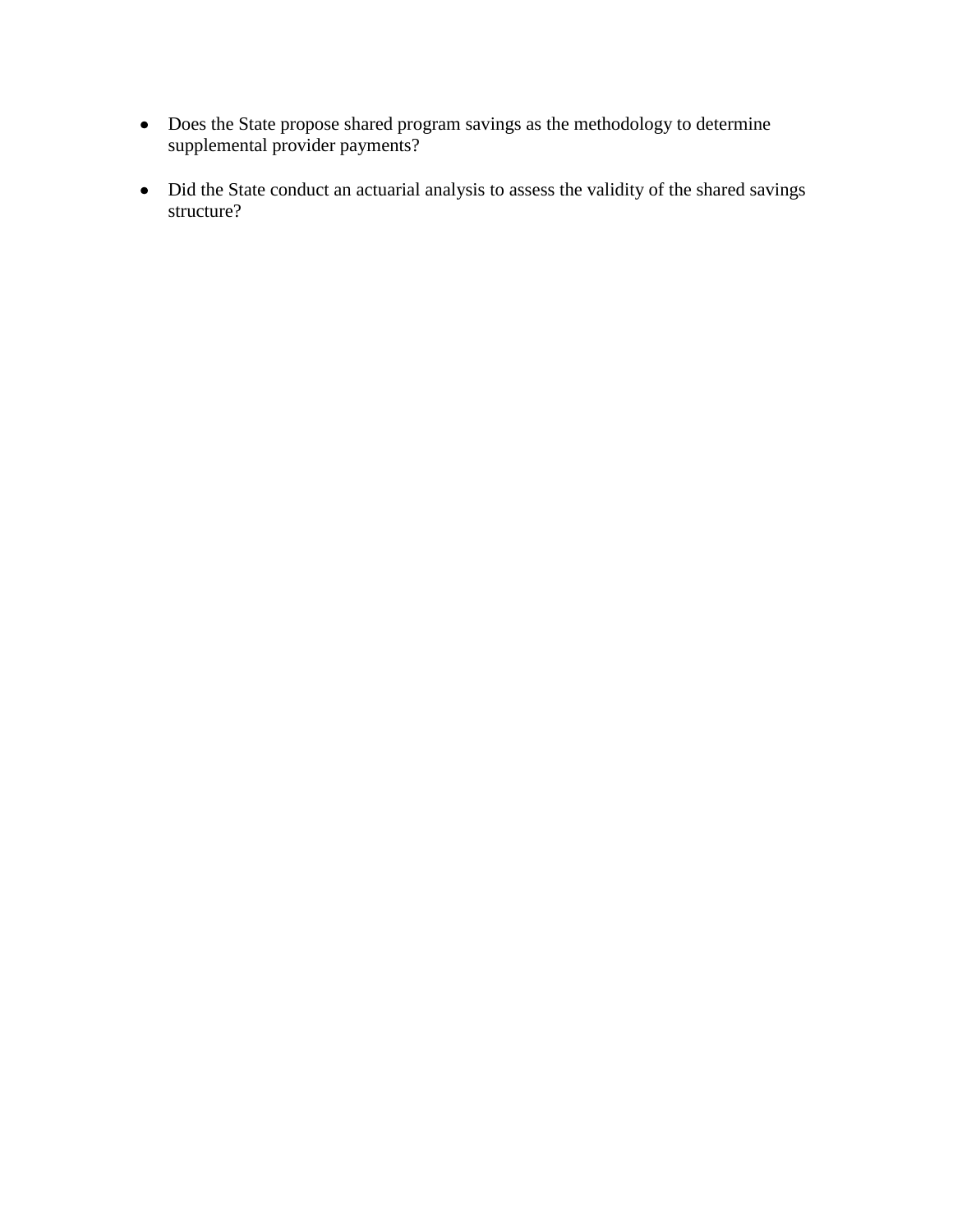- Does the State propose shared program savings as the methodology to determine supplemental provider payments?
- Did the State conduct an actuarial analysis to assess the validity of the shared savings structure?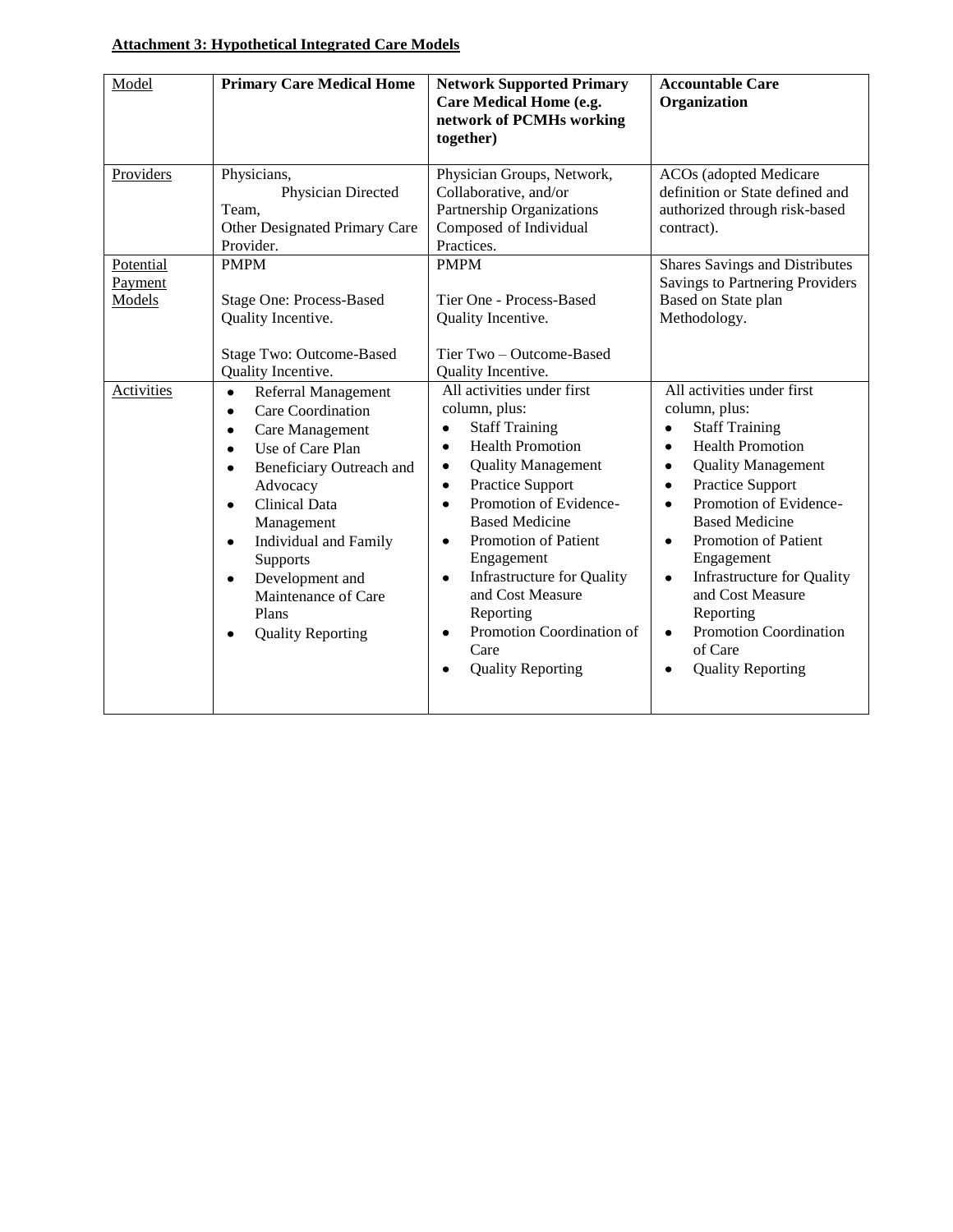**Attachment 3: Hypothetical Integrated Care Models**

| Model | **Primary Care Medical Home** | **Network Supported Primary Care Medical Home (e.g. network of PCMHs working together)** | **Accountable Care Organization** |
|---|---|---|---|
| Providers | Physicians, Physician Directed Team, Other Designated Primary Care Provider. | Physician Groups, Network, Collaborative, and/or Partnership Organizations Composed of Individual Practices. | ACOs (adopted Medicare definition or State defined and authorized through risk-based contract). |
| Potential Payment Models | PMPM<br><br>Stage One: Process-Based Quality Incentive.<br><br>Stage Two: Outcome-Based Quality Incentive. | PMPM<br><br>Tier One - Process-Based Quality Incentive.<br><br>Tier Two – Outcome-Based Quality Incentive. | Shares Savings and Distributes Savings to Partnering Providers Based on State plan Methodology. |
| Activities | • Referral Management<br>• Care Coordination<br>• Care Management<br>• Use of Care Plan<br>• Beneficiary Outreach and Advocacy<br>• Clinical Data Management<br>• Individual and Family Supports<br>• Development and Maintenance of Care Plans<br>• Quality Reporting | All activities under first column, plus:<br>• Staff Training<br>• Health Promotion<br>• Quality Management<br>• Practice Support<br>• Promotion of Evidence-Based Medicine<br>• Promotion of Patient Engagement<br>• Infrastructure for Quality and Cost Measure Reporting<br>• Promotion Coordination of Care<br>• Quality Reporting | All activities under first column, plus:<br>• Staff Training<br>• Health Promotion<br>• Quality Management<br>• Practice Support<br>• Promotion of Evidence-Based Medicine<br>• Promotion of Patient Engagement<br>• Infrastructure for Quality and Cost Measure Reporting<br>• Promotion Coordination of Care<br>• Quality Reporting |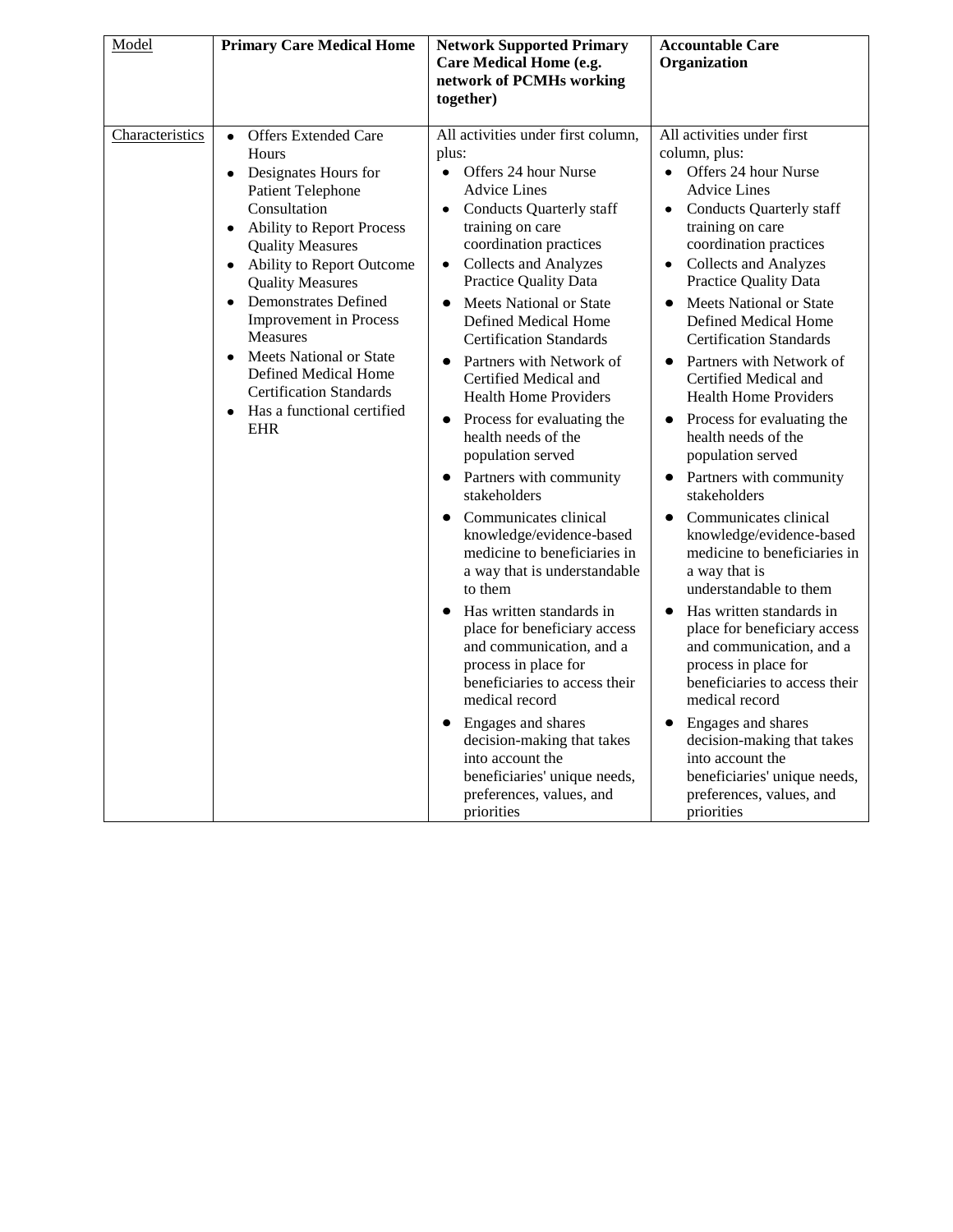| Model | **Primary Care Medical Home** | **Network Supported Primary Care Medical Home (e.g. network of PCMHs working together)** | **Accountable Care Organization** |
|---|---|---|---|
| Characteristics | • Offers Extended Care Hours<br>• Designates Hours for Patient Telephone Consultation<br>• Ability to Report Process Quality Measures<br>• Ability to Report Outcome Quality Measures<br>• Demonstrates Defined Improvement in Process Measures<br>• Meets National or State Defined Medical Home Certification Standards<br>• Has a functional certified EHR | All activities under first column, plus:<br>• Offers 24 hour Nurse Advice Lines<br>• Conducts Quarterly staff training on care coordination practices<br>• Collects and Analyzes Practice Quality Data<br>• Meets National or State Defined Medical Home Certification Standards<br>• Partners with Network of Certified Medical and Health Home Providers<br>• Process for evaluating the health needs of the population served<br>• Partners with community stakeholders<br>• Communicates clinical knowledge/evidence-based medicine to beneficiaries in a way that is understandable to them<br>• Has written standards in place for beneficiary access and communication, and a process in place for beneficiaries to access their medical record<br>• Engages and shares decision-making that takes into account the beneficiaries' unique needs, preferences, values, and priorities | All activities under first column, plus:<br>• Offers 24 hour Nurse Advice Lines<br>• Conducts Quarterly staff training on care coordination practices<br>• Collects and Analyzes Practice Quality Data<br>• Meets National or State Defined Medical Home Certification Standards<br>• Partners with Network of Certified Medical and Health Home Providers<br>• Process for evaluating the health needs of the population served<br>• Partners with community stakeholders<br>• Communicates clinical knowledge/evidence-based medicine to beneficiaries in a way that is understandable to them<br>• Has written standards in place for beneficiary access and communication, and a process in place for beneficiaries to access their medical record<br>• Engages and shares decision-making that takes into account the beneficiaries' unique needs, preferences, values, and priorities |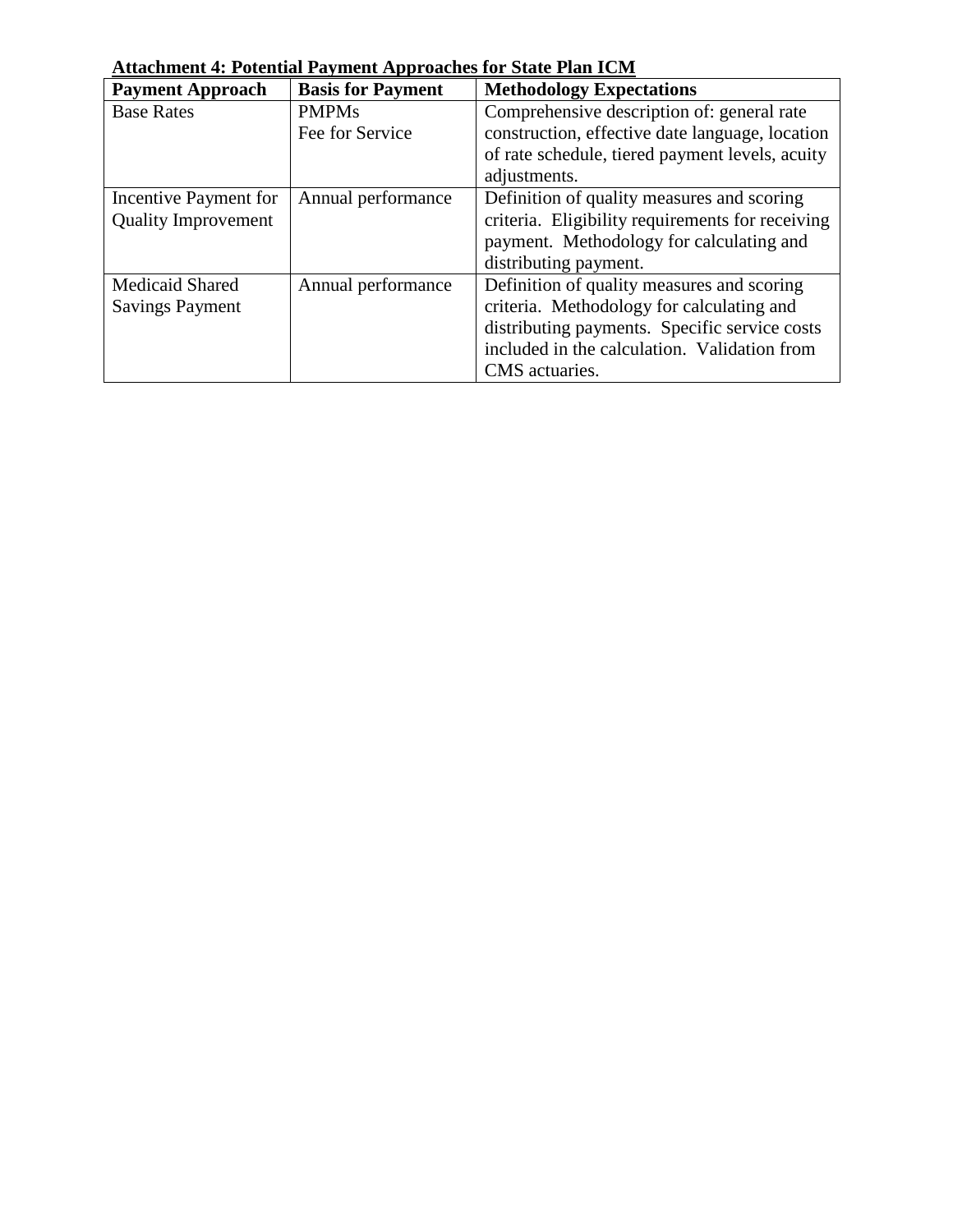**<u>Attachment 4: Potential Payment Approaches for State Plan ICM</u>**

| Payment Approach | Basis for Payment | Methodology Expectations |
|---|---|---|
| Base Rates | PMPMs<br>Fee for Service | Comprehensive description of: general rate construction, effective date language, location of rate schedule, tiered payment levels, acuity adjustments. |
| Incentive Payment for Quality Improvement | Annual performance | Definition of quality measures and scoring criteria. Eligibility requirements for receiving payment. Methodology for calculating and distributing payment. |
| Medicaid Shared Savings Payment | Annual performance | Definition of quality measures and scoring criteria. Methodology for calculating and distributing payments. Specific service costs included in the calculation. Validation from CMS actuaries. |